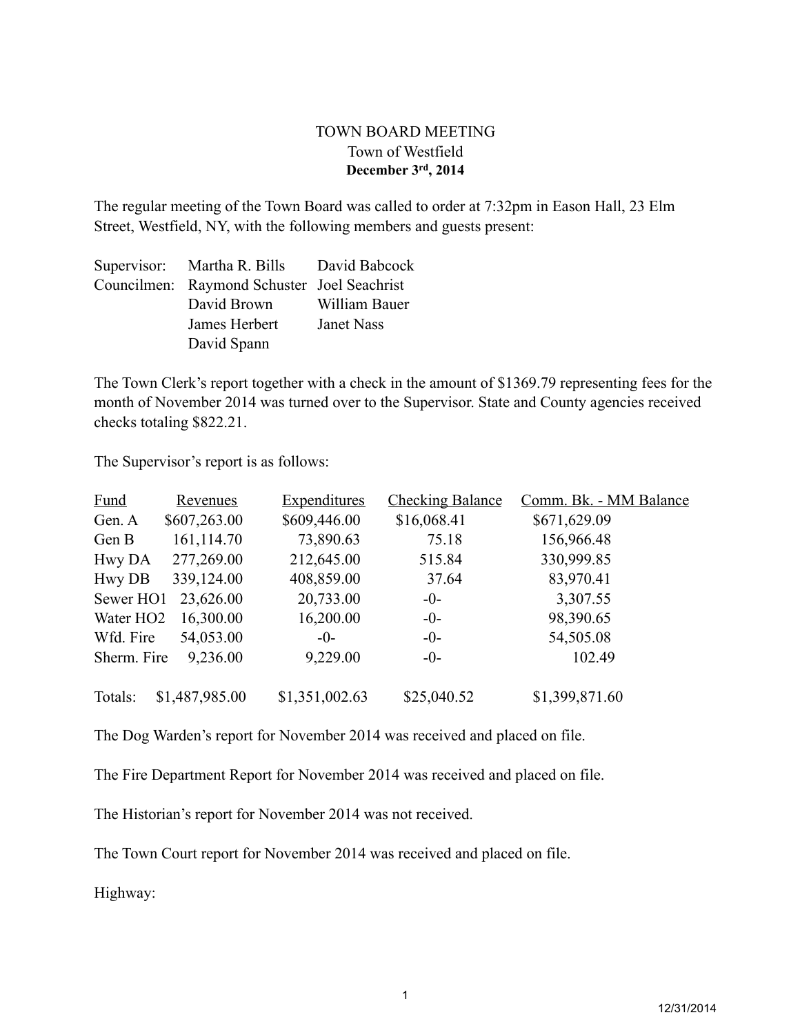# TOWN BOARD MEETING

## Town of Westfield

**December 3rd, 2014**

The regular meeting of the Town Board was called to order at 7:32pm in Eason Hall, 23 Elm Street, Westfield, NY, with the following members and guests present:

| | | |
|---|---|---|
| Supervisor: | Martha R. Bills | David Babcock |
| Councilmen: | Raymond Schuster | Joel Seachrist |
| | David Brown | William Bauer |
| | James Herbert | Janet Nass |
| | David Spann | |

The Town Clerk's report together with a check in the amount of $1369.79 representing fees for the month of November 2014 was turned over to the Supervisor. State and County agencies received checks totaling $822.21.

The Supervisor's report is as follows:

| Fund | Revenues | Expenditures | Checking Balance | Comm. Bk. - MM Balance |
|---|---|---|---|---|
| Gen. A | $607,263.00 | $609,446.00 | $16,068.41 | $671,629.09 |
| Gen B | 161,114.70 | 73,890.63 | 75.18 | 156,966.48 |
| Hwy DA | 277,269.00 | 212,645.00 | 515.84 | 330,999.85 |
| Hwy DB | 339,124.00 | 408,859.00 | 37.64 | 83,970.41 |
| Sewer HO1 | 23,626.00 | 20,733.00 | -0- | 3,307.55 |
| Water HO2 | 16,300.00 | 16,200.00 | -0- | 98,390.65 |
| Wfd. Fire | 54,053.00 | -0- | -0- | 54,505.08 |
| Sherm. Fire | 9,236.00 | 9,229.00 | -0- | 102.49 |
| Totals: | $1,487,985.00 | $1,351,002.63 | $25,040.52 | $1,399,871.60 |

The Dog Warden's report for November 2014 was received and placed on file.

The Fire Department Report for November 2014 was received and placed on file.

The Historian's report for November 2014 was not received.

The Town Court report for November 2014 was received and placed on file.

Highway: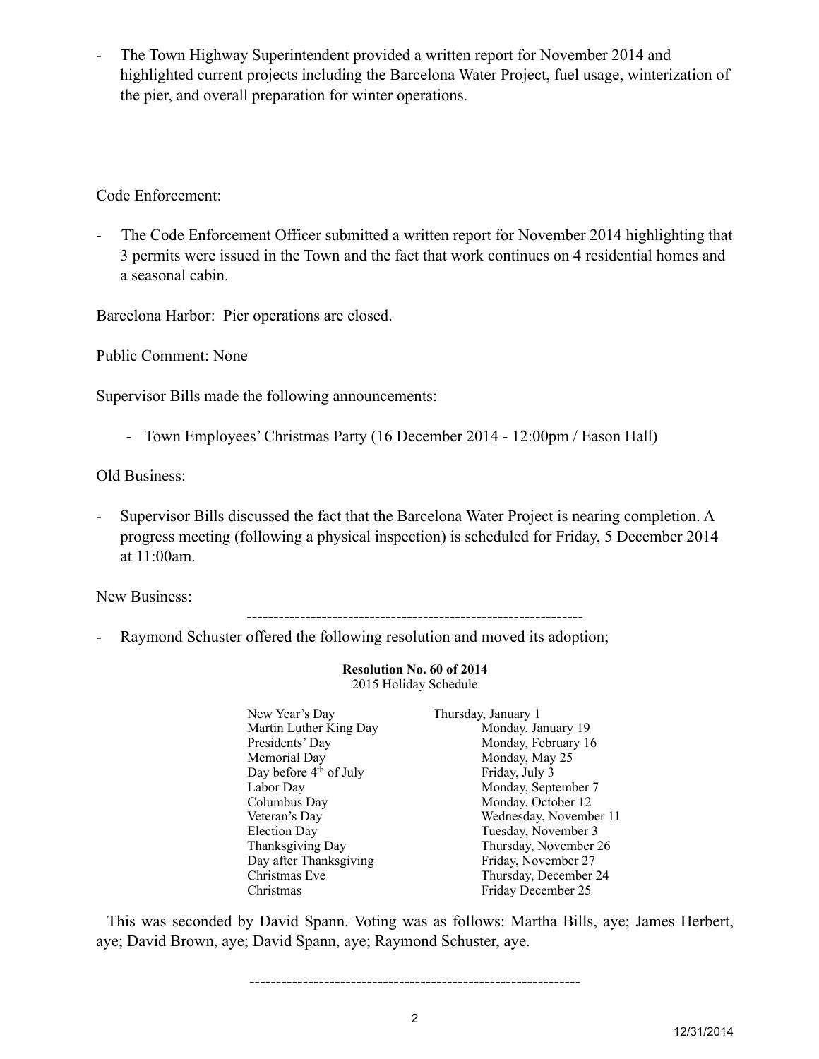- The Town Highway Superintendent provided a written report for November 2014 and highlighted current projects including the Barcelona Water Project, fuel usage, winterization of the pier, and overall preparation for winter operations.

Code Enforcement:

- The Code Enforcement Officer submitted a written report for November 2014 highlighting that 3 permits were issued in the Town and the fact that work continues on 4 residential homes and a seasonal cabin.

Barcelona Harbor: Pier operations are closed.

Public Comment: None

Supervisor Bills made the following announcements:

- Town Employees' Christmas Party (16 December 2014 - 12:00pm / Eason Hall)

Old Business:

- Supervisor Bills discussed the fact that the Barcelona Water Project is nearing completion. A progress meeting (following a physical inspection) is scheduled for Friday, 5 December 2014 at 11:00am.

New Business:

---

- Raymond Schuster offered the following resolution and moved its adoption;

**Resolution No. 60 of 2014**
2015 Holiday Schedule

| | |
|---|---|
| New Year's Day | Thursday, January 1 |
| Martin Luther King Day | Monday, January 19 |
| Presidents' Day | Monday, February 16 |
| Memorial Day | Monday, May 25 |
| Day before 4th of July | Friday, July 3 |
| Labor Day | Monday, September 7 |
| Columbus Day | Monday, October 12 |
| Veteran's Day | Wednesday, November 11 |
| Election Day | Tuesday, November 3 |
| Thanksgiving Day | Thursday, November 26 |
| Day after Thanksgiving | Friday, November 27 |
| Christmas Eve | Thursday, December 24 |
| Christmas | Friday December 25 |

This was seconded by David Spann. Voting was as follows: Martha Bills, aye; James Herbert, aye; David Brown, aye; David Spann, aye; Raymond Schuster, aye.

---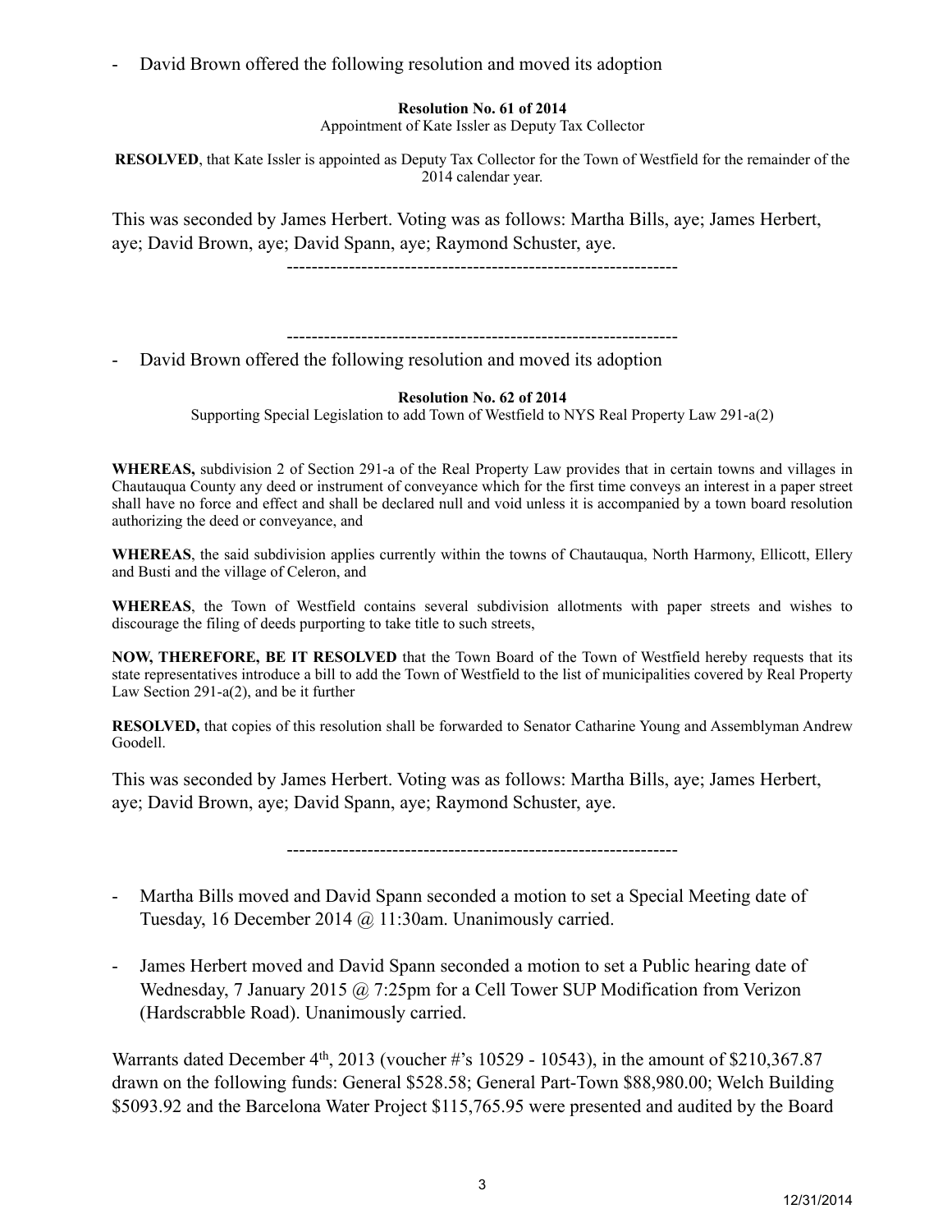- David Brown offered the following resolution and moved its adoption

**Resolution No. 61 of 2014**
Appointment of Kate Issler as Deputy Tax Collector

**RESOLVED**, that Kate Issler is appointed as Deputy Tax Collector for the Town of Westfield for the remainder of the 2014 calendar year.

This was seconded by James Herbert. Voting was as follows: Martha Bills, aye; James Herbert, aye; David Brown, aye; David Spann, aye; Raymond Schuster, aye.

---------------------------------------------------------------

---------------------------------------------------------------

- David Brown offered the following resolution and moved its adoption

**Resolution No. 62 of 2014**
Supporting Special Legislation to add Town of Westfield to NYS Real Property Law 291-a(2)

**WHEREAS,** subdivision 2 of Section 291-a of the Real Property Law provides that in certain towns and villages in Chautauqua County any deed or instrument of conveyance which for the first time conveys an interest in a paper street shall have no force and effect and shall be declared null and void unless it is accompanied by a town board resolution authorizing the deed or conveyance, and

**WHEREAS**, the said subdivision applies currently within the towns of Chautauqua, North Harmony, Ellicott, Ellery and Busti and the village of Celeron, and

**WHEREAS**, the Town of Westfield contains several subdivision allotments with paper streets and wishes to discourage the filing of deeds purporting to take title to such streets,

**NOW, THEREFORE, BE IT RESOLVED** that the Town Board of the Town of Westfield hereby requests that its state representatives introduce a bill to add the Town of Westfield to the list of municipalities covered by Real Property Law Section 291-a(2), and be it further

**RESOLVED,** that copies of this resolution shall be forwarded to Senator Catharine Young and Assemblyman Andrew Goodell.

This was seconded by James Herbert. Voting was as follows: Martha Bills, aye; James Herbert, aye; David Brown, aye; David Spann, aye; Raymond Schuster, aye.

---------------------------------------------------------------

- Martha Bills moved and David Spann seconded a motion to set a Special Meeting date of Tuesday, 16 December 2014 @ 11:30am. Unanimously carried.

- James Herbert moved and David Spann seconded a motion to set a Public hearing date of Wednesday, 7 January 2015 @ 7:25pm for a Cell Tower SUP Modification from Verizon (Hardscrabble Road). Unanimously carried.

Warrants dated December 4th, 2013 (voucher #'s 10529 - 10543), in the amount of $210,367.87 drawn on the following funds: General $528.58; General Part-Town $88,980.00; Welch Building $5093.92 and the Barcelona Water Project $115,765.95 were presented and audited by the Board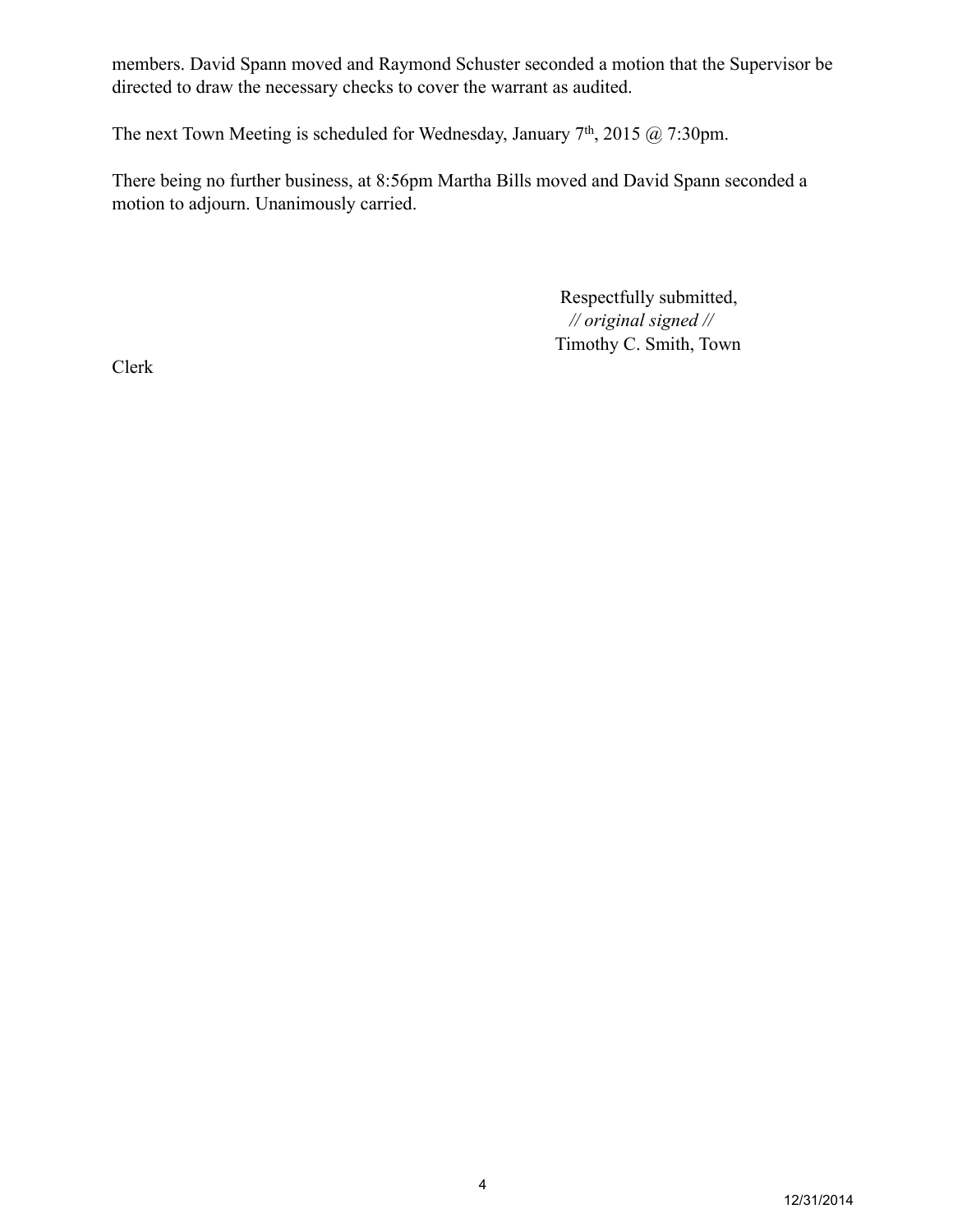members. David Spann moved and Raymond Schuster seconded a motion that the Supervisor be directed to draw the necessary checks to cover the warrant as audited.

The next Town Meeting is scheduled for Wednesday, January 7th, 2015 @ 7:30pm.

There being no further business, at 8:56pm Martha Bills moved and David Spann seconded a motion to adjourn. Unanimously carried.

Respectfully submitted,
*// original signed //*
Timothy C. Smith, Town Clerk